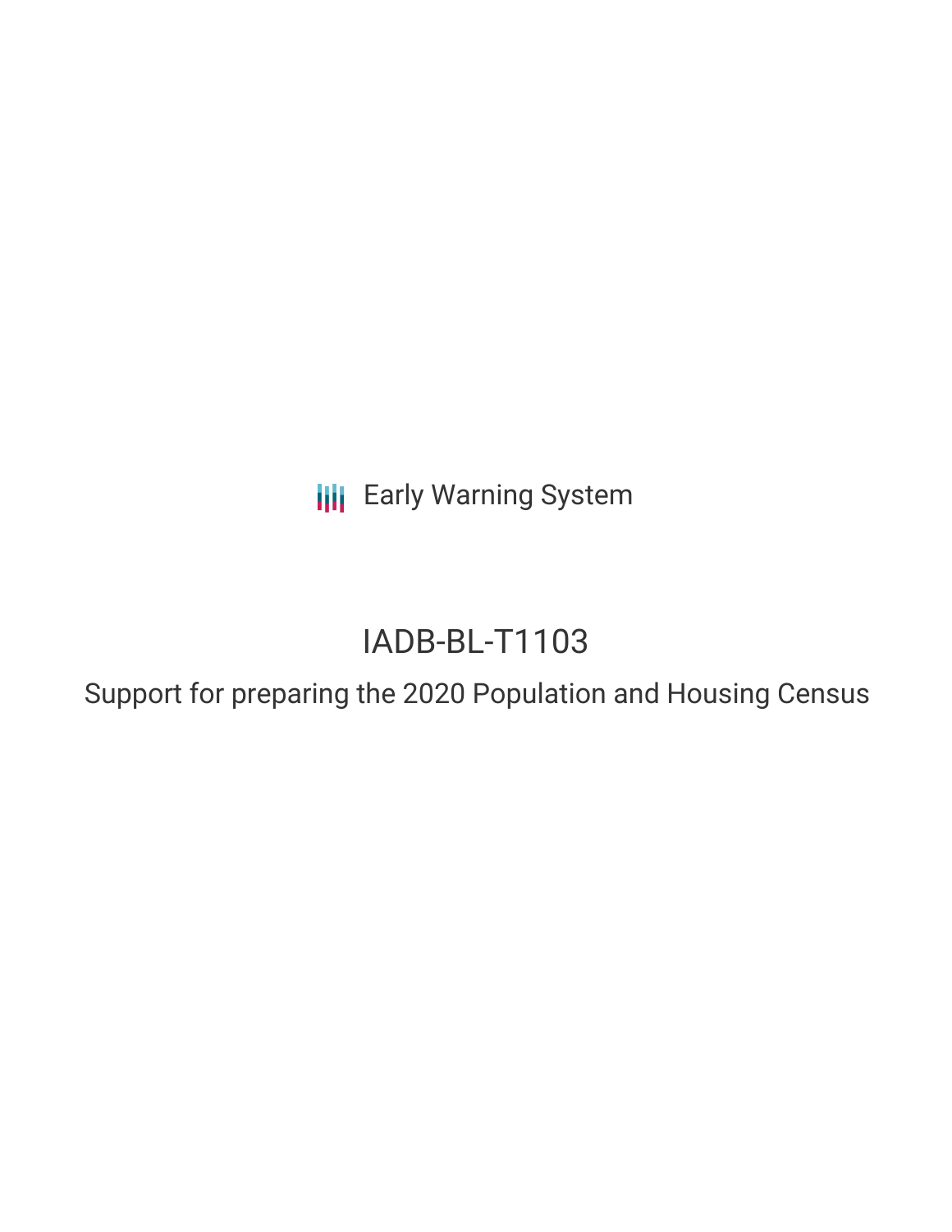Early Warning System

# IADB-BL-T1103

## Support for preparing the 2020 Population and Housing Census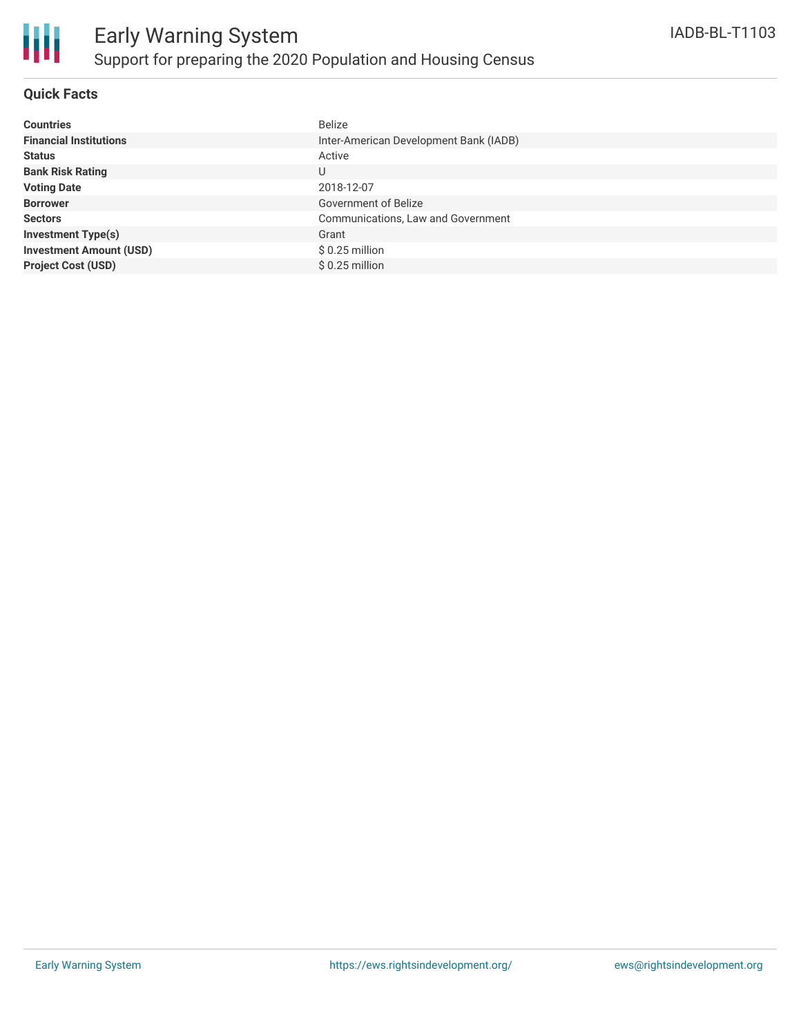# Early Warning System

## Support for preparing the 2020 Population and Housing Census

IADB-BL-T1103

### Quick Facts

| | |
|---|---|
| **Countries** | Belize |
| **Financial Institutions** | Inter-American Development Bank (IADB) |
| **Status** | Active |
| **Bank Risk Rating** | U |
| **Voting Date** | 2018-12-07 |
| **Borrower** | Government of Belize |
| **Sectors** | Communications, Law and Government |
| **Investment Type(s)** | Grant |
| **Investment Amount (USD)** | $ 0.25 million |
| **Project Cost (USD)** | $ 0.25 million |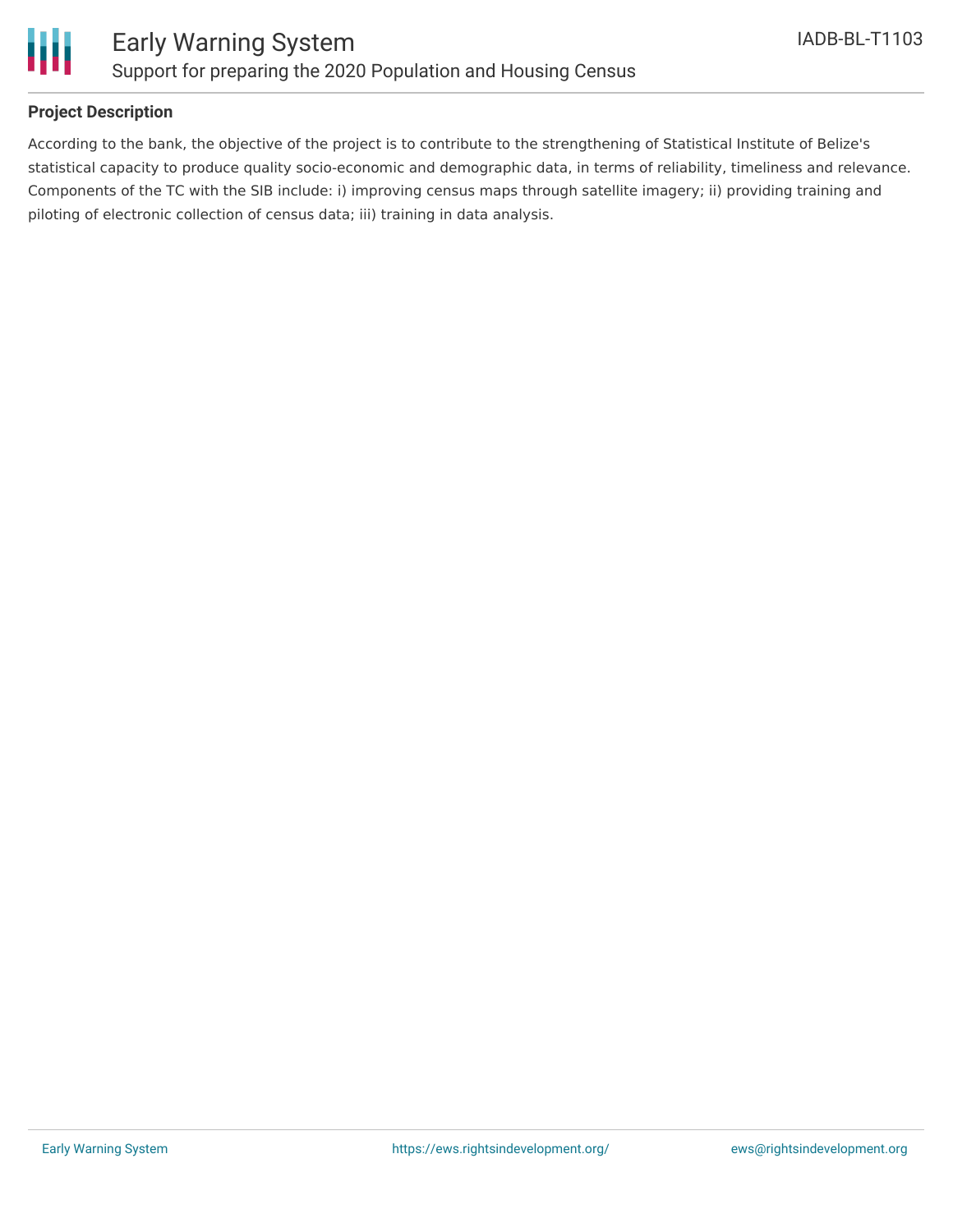## Project Description

According to the bank, the objective of the project is to contribute to the strengthening of Statistical Institute of Belize's statistical capacity to produce quality socio-economic and demographic data, in terms of reliability, timeliness and relevance. Components of the TC with the SIB include: i) improving census maps through satellite imagery; ii) providing training and piloting of electronic collection of census data; iii) training in data analysis.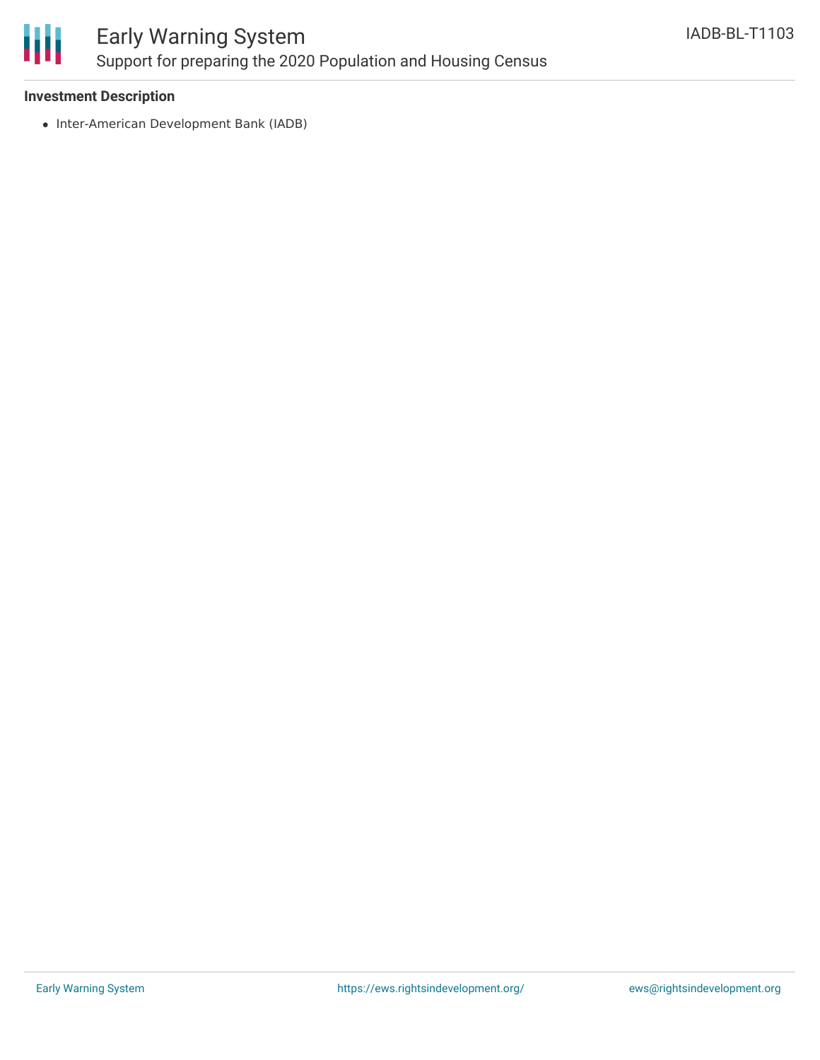**Investment Description**

- Inter-American Development Bank (IADB)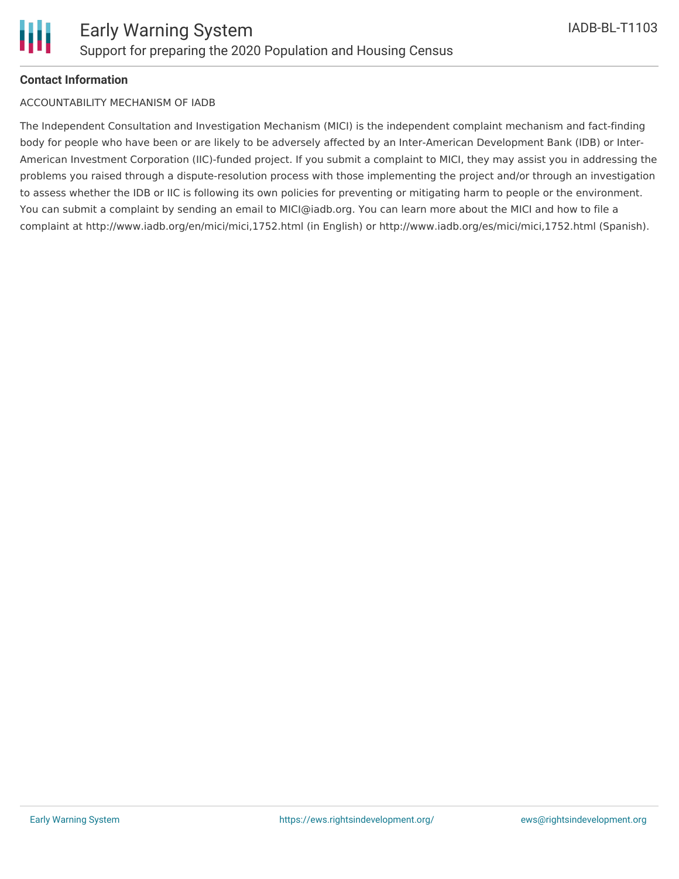**Contact Information**

ACCOUNTABILITY MECHANISM OF IADB

The Independent Consultation and Investigation Mechanism (MICI) is the independent complaint mechanism and fact-finding body for people who have been or are likely to be adversely affected by an Inter-American Development Bank (IDB) or Inter-American Investment Corporation (IIC)-funded project. If you submit a complaint to MICI, they may assist you in addressing the problems you raised through a dispute-resolution process with those implementing the project and/or through an investigation to assess whether the IDB or IIC is following its own policies for preventing or mitigating harm to people or the environment. You can submit a complaint by sending an email to MICI@iadb.org. You can learn more about the MICI and how to file a complaint at http://www.iadb.org/en/mici/mici,1752.html (in English) or http://www.iadb.org/es/mici/mici,1752.html (Spanish).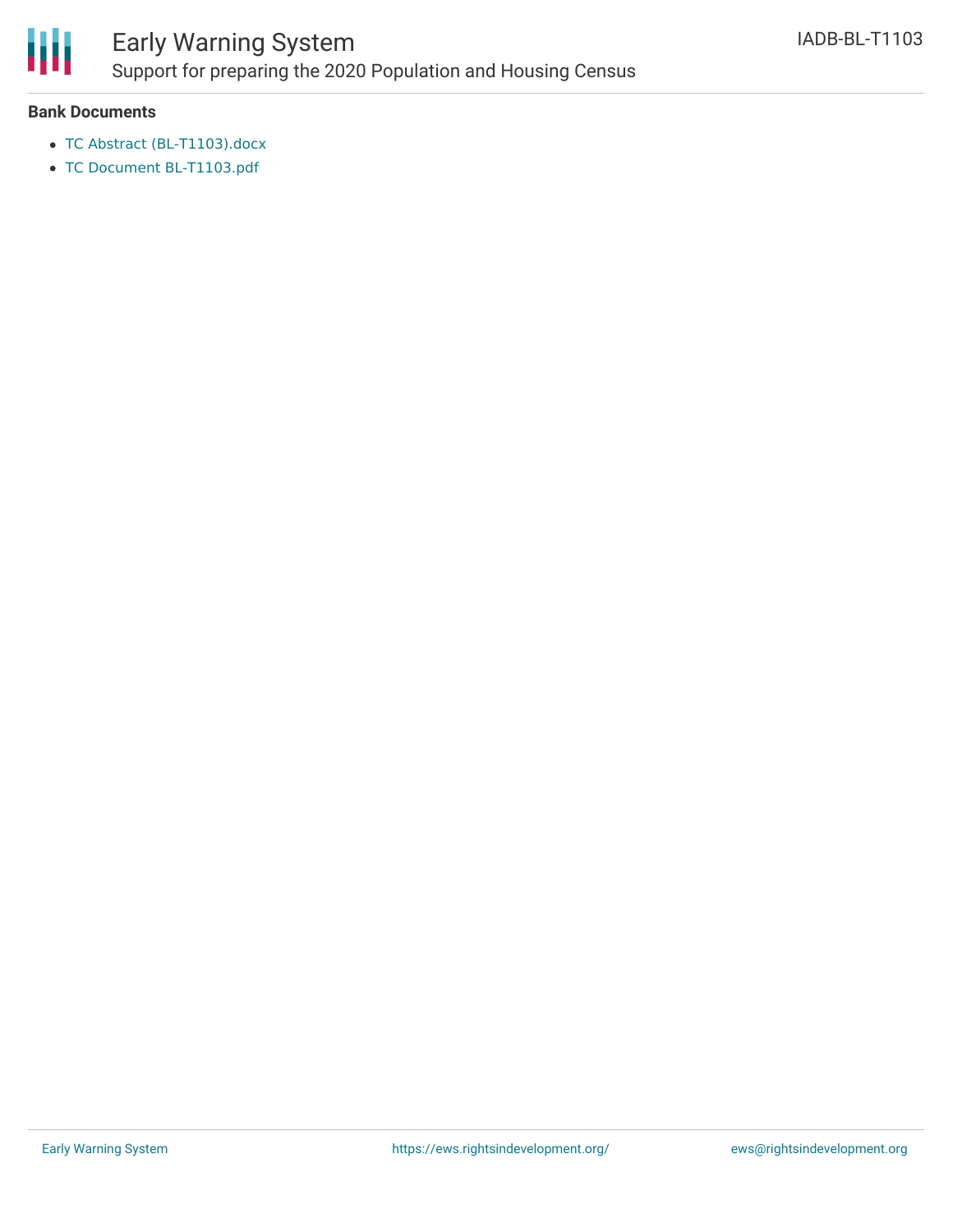**Bank Documents**

- TC Abstract (BL-T1103).docx
- TC Document BL-T1103.pdf